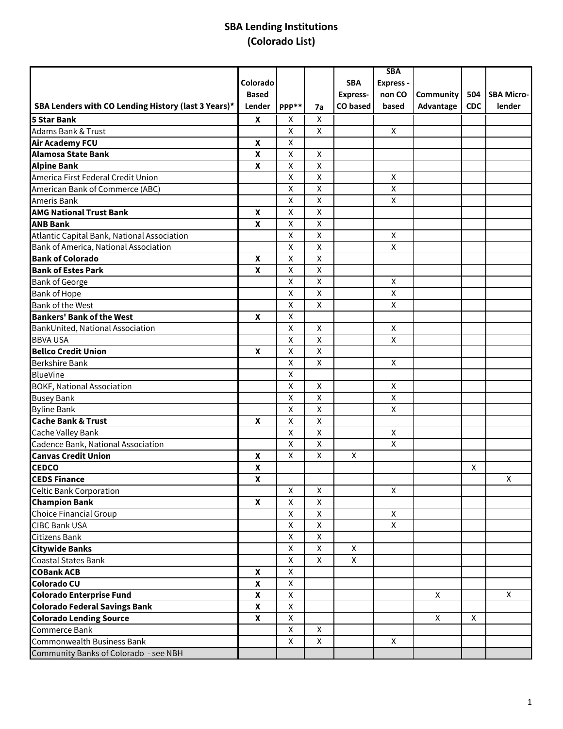# SBA Lending Institutions
## (Colorado List)

| SBA Lenders with CO Lending History (last 3 Years)* | Colorado Based Lender | PPP** | 7a | SBA Express-CO based | SBA Express - non CO based | Community Advantage | 504 CDC | SBA Micro-lender |
|---|---|---|---|---|---|---|---|---|
| **5 Star Bank** | **X** | X | X | | | | | |
| Adams Bank & Trust | | X | X | | X | | | |
| **Air Academy FCU** | **X** | X | | | | | | |
| **Alamosa State Bank** | **X** | X | X | | | | | |
| **Alpine Bank** | **X** | X | X | | | | | |
| America First Federal Credit Union | | X | X | | X | | | |
| American Bank of Commerce (ABC) | | X | X | | X | | | |
| Ameris Bank | | X | X | | X | | | |
| **AMG National Trust Bank** | **X** | X | X | | | | | |
| **ANB Bank** | **X** | X | X | | | | | |
| Atlantic Capital Bank, National Association | | X | X | | X | | | |
| Bank of America, National Association | | X | X | | X | | | |
| **Bank of Colorado** | **X** | X | X | | | | | |
| **Bank of Estes Park** | **X** | X | X | | | | | |
| Bank of George | | X | X | | X | | | |
| Bank of Hope | | X | X | | X | | | |
| Bank of the West | | X | X | | X | | | |
| **Bankers' Bank of the West** | **X** | X | | | | | | |
| BankUnited, National Association | | X | X | | X | | | |
| BBVA USA | | X | X | | X | | | |
| **Bellco Credit Union** | **X** | X | X | | | | | |
| Berkshire Bank | | X | X | | X | | | |
| BlueVine | | X | | | | | | |
| BOKF, National Association | | X | X | | X | | | |
| Busey Bank | | X | X | | X | | | |
| Byline Bank | | X | X | | X | | | |
| **Cache Bank & Trust** | **X** | X | X | | | | | |
| Cache Valley Bank | | X | X | | X | | | |
| Cadence Bank, National Association | | X | X | | X | | | |
| **Canvas Credit Union** | **X** | X | X | X | | | | |
| **CEDCO** | **X** | | | | | | X | |
| **CEDS Finance** | **X** | | | | | | | X |
| Celtic Bank Corporation | | X | X | | X | | | |
| **Champion Bank** | **X** | X | X | | | | | |
| Choice Financial Group | | X | X | | X | | | |
| CIBC Bank USA | | X | X | | X | | | |
| Citizens Bank | | X | X | | | | | |
| **Citywide Banks** | | X | X | X | | | | |
| Coastal States Bank | | X | X | X | | | | |
| **COBank ACB** | **X** | X | | | | | | |
| **Colorado CU** | **X** | X | | | | | | |
| **Colorado Enterprise Fund** | **X** | X | | | | X | | X |
| **Colorado Federal Savings Bank** | **X** | X | | | | | | |
| **Colorado Lending Source** | **X** | X | | | | X | X | |
| Commerce Bank | | X | X | | | | | |
| Commonwealth Business Bank | | X | X | | X | | | |
| Community Banks of Colorado - see NBH | | | | | | | | |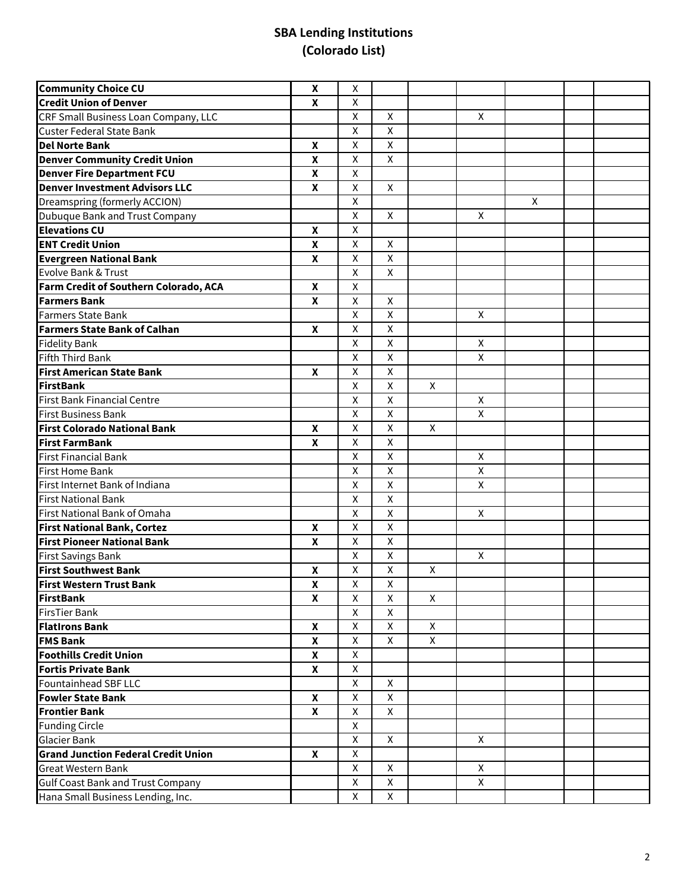# SBA Lending Institutions
## (Colorado List)

| | | | | | | | | |
|---|---|---|---|---|---|---|---|---|
| **Community Choice CU** | **X** | X | | | | | | |
| **Credit Union of Denver** | **X** | X | | | | | | |
| CRF Small Business Loan Company, LLC | | X | X | | X | | | |
| Custer Federal State Bank | | X | X | | | | | |
| **Del Norte Bank** | **X** | X | X | | | | | |
| **Denver Community Credit Union** | **X** | X | X | | | | | |
| **Denver Fire Department FCU** | **X** | X | | | | | | |
| **Denver Investment Advisors LLC** | **X** | X | X | | | | | |
| Dreamspring (formerly ACCION) | | X | | | | X | | |
| Dubuque Bank and Trust Company | | X | X | | X | | | |
| **Elevations CU** | **X** | X | | | | | | |
| **ENT Credit Union** | **X** | X | X | | | | | |
| **Evergreen National Bank** | **X** | X | X | | | | | |
| Evolve Bank & Trust | | X | X | | | | | |
| **Farm Credit of Southern Colorado, ACA** | **X** | X | | | | | | |
| **Farmers Bank** | **X** | X | X | | | | | |
| Farmers State Bank | | X | X | | X | | | |
| **Farmers State Bank of Calhan** | **X** | X | X | | | | | |
| Fidelity Bank | | X | X | | X | | | |
| Fifth Third Bank | | X | X | | X | | | |
| **First American State Bank** | **X** | X | X | | | | | |
| **FirstBank** | | X | X | X | | | | |
| First Bank Financial Centre | | X | X | | X | | | |
| First Business Bank | | X | X | | X | | | |
| **First Colorado National Bank** | **X** | X | X | X | | | | |
| **First FarmBank** | **X** | X | X | | | | | |
| First Financial Bank | | X | X | | X | | | |
| First Home Bank | | X | X | | X | | | |
| First Internet Bank of Indiana | | X | X | | X | | | |
| First National Bank | | X | X | | | | | |
| First National Bank of Omaha | | X | X | | X | | | |
| **First National Bank, Cortez** | **X** | X | X | | | | | |
| **First Pioneer National Bank** | **X** | X | X | | | | | |
| First Savings Bank | | X | X | | X | | | |
| **First Southwest Bank** | **X** | X | X | X | | | | |
| **First Western Trust Bank** | **X** | X | X | | | | | |
| **FirstBank** | **X** | X | X | X | | | | |
| FirsTier Bank | | X | X | | | | | |
| **FlatIrons Bank** | **X** | X | X | X | | | | |
| **FMS Bank** | **X** | X | X | X | | | | |
| **Foothills Credit Union** | **X** | X | | | | | | |
| **Fortis Private Bank** | **X** | X | | | | | | |
| Fountainhead SBF LLC | | X | X | | | | | |
| **Fowler State Bank** | **X** | X | X | | | | | |
| **Frontier Bank** | **X** | X | X | | | | | |
| Funding Circle | | X | | | | | | |
| Glacier Bank | | X | X | | X | | | |
| **Grand Junction Federal Credit Union** | **X** | X | | | | | | |
| Great Western Bank | | X | X | | X | | | |
| Gulf Coast Bank and Trust Company | | X | X | | X | | | |
| Hana Small Business Lending, Inc. | | X | X | | | | | |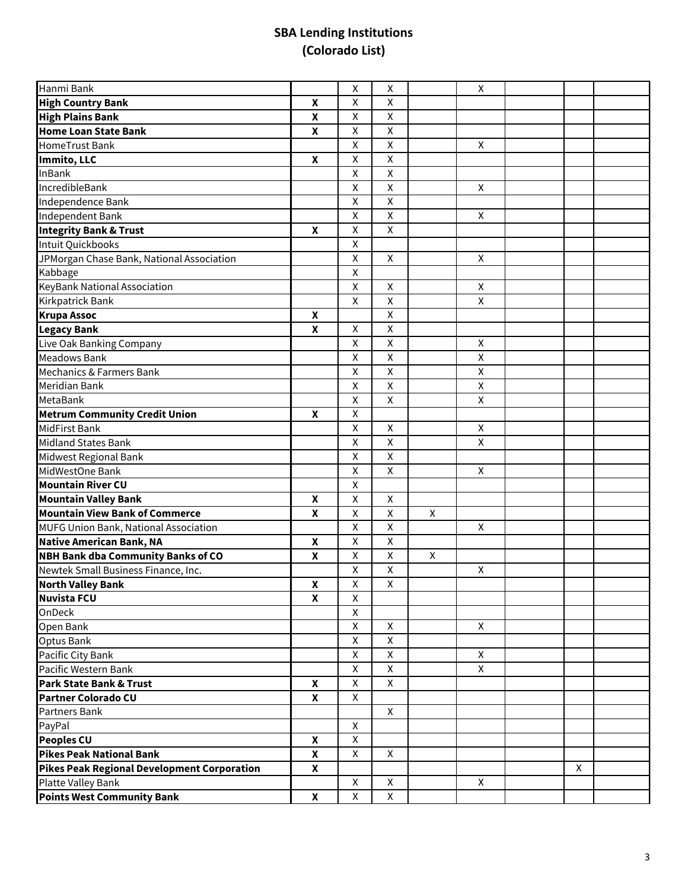# SBA Lending Institutions (Colorado List)

| | | | | | | | | |
|---|---|---|---|---|---|---|---|---|
| Hanmi Bank | | X | X | | X | | | |
| **High Country Bank** | **X** | X | X | | | | | |
| **High Plains Bank** | **X** | X | X | | | | | |
| **Home Loan State Bank** | **X** | X | X | | | | | |
| HomeTrust Bank | | X | X | | X | | | |
| **Immito, LLC** | **X** | X | X | | | | | |
| InBank | | X | X | | | | | |
| IncredibleBank | | X | X | | X | | | |
| Independence Bank | | X | X | | | | | |
| Independent Bank | | X | X | | X | | | |
| **Integrity Bank & Trust** | **X** | X | X | | | | | |
| Intuit Quickbooks | | X | | | | | | |
| JPMorgan Chase Bank, National Association | | X | X | | X | | | |
| Kabbage | | X | | | | | | |
| KeyBank National Association | | X | X | | X | | | |
| Kirkpatrick Bank | | X | X | | X | | | |
| **Krupa Assoc** | **X** | | X | | | | | |
| **Legacy Bank** | **X** | X | X | | | | | |
| Live Oak Banking Company | | X | X | | X | | | |
| Meadows Bank | | X | X | | X | | | |
| Mechanics & Farmers Bank | | X | X | | X | | | |
| Meridian Bank | | X | X | | X | | | |
| MetaBank | | X | X | | X | | | |
| **Metrum Community Credit Union** | **X** | X | | | | | | |
| MidFirst Bank | | X | X | | X | | | |
| Midland States Bank | | X | X | | X | | | |
| Midwest Regional Bank | | X | X | | | | | |
| MidWestOne Bank | | X | X | | X | | | |
| **Mountain River CU** | | X | | | | | | |
| **Mountain Valley Bank** | **X** | X | X | | | | | |
| **Mountain View Bank of Commerce** | **X** | X | X | X | | | | |
| MUFG Union Bank, National Association | | X | X | | X | | | |
| **Native American Bank, NA** | **X** | X | X | | | | | |
| **NBH Bank dba Community Banks of CO** | **X** | X | X | X | | | | |
| Newtek Small Business Finance, Inc. | | X | X | | X | | | |
| **North Valley Bank** | **X** | X | X | | | | | |
| **Nuvista FCU** | **X** | X | | | | | | |
| OnDeck | | X | | | | | | |
| Open Bank | | X | X | | X | | | |
| Optus Bank | | X | X | | | | | |
| Pacific City Bank | | X | X | | X | | | |
| Pacific Western Bank | | X | X | | X | | | |
| **Park State Bank & Trust** | **X** | X | X | | | | | |
| **Partner Colorado CU** | **X** | X | | | | | | |
| Partners Bank | | | X | | | | | |
| PayPal | | X | | | | | | |
| **Peoples CU** | **X** | X | | | | | | |
| **Pikes Peak National Bank** | **X** | X | X | | | | | |
| **Pikes Peak Regional Development Corporation** | **X** | | | | | | X | |
| Platte Valley Bank | | X | X | | X | | | |
| **Points West Community Bank** | **X** | X | X | | | | | |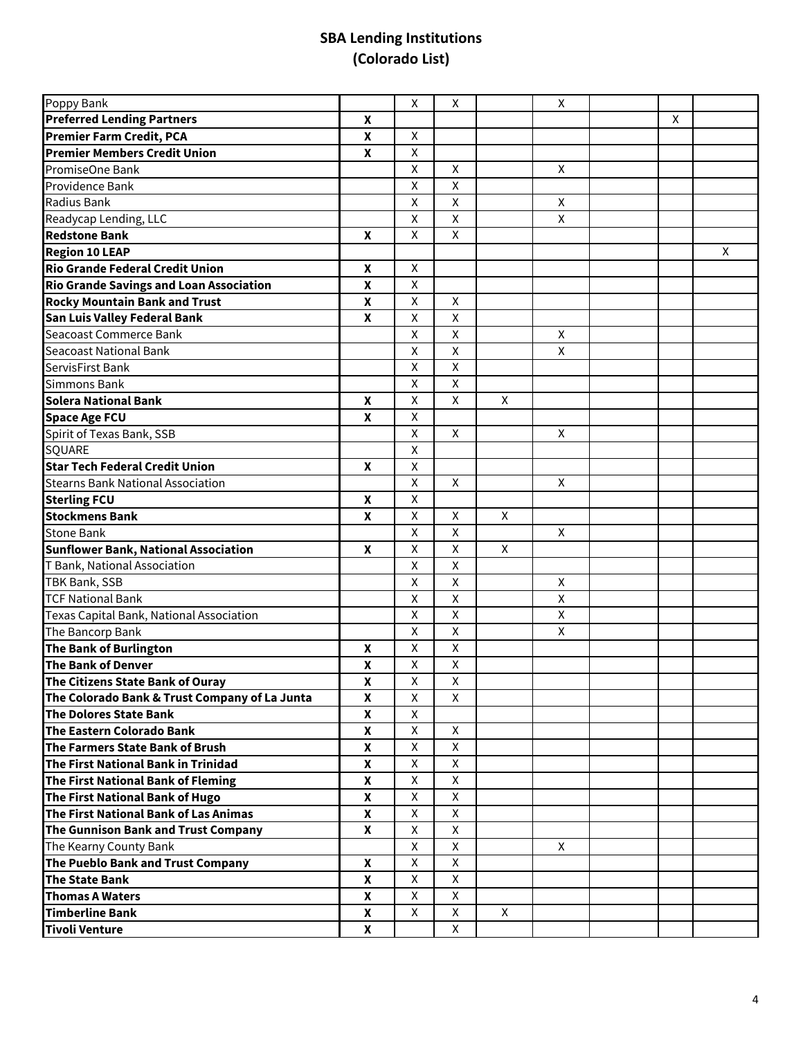# SBA Lending Institutions
# (Colorado List)

| | | | | | | | | |
|---|---|---|---|---|---|---|---|---|
| Poppy Bank | | X | X | | X | | | |
| **Preferred Lending Partners** | **X** | | | | | | X | |
| **Premier Farm Credit, PCA** | **X** | X | | | | | | |
| **Premier Members Credit Union** | **X** | X | | | | | | |
| PromiseOne Bank | | X | X | | X | | | |
| Providence Bank | | X | X | | | | | |
| Radius Bank | | X | X | | X | | | |
| Readycap Lending, LLC | | X | X | | X | | | |
| **Redstone Bank** | **X** | X | X | | | | | |
| **Region 10 LEAP** | | | | | | | | X |
| **Rio Grande Federal Credit Union** | **X** | X | | | | | | |
| **Rio Grande Savings and Loan Association** | **X** | X | | | | | | |
| **Rocky Mountain Bank and Trust** | **X** | X | X | | | | | |
| **San Luis Valley Federal Bank** | **X** | X | X | | | | | |
| Seacoast Commerce Bank | | X | X | | X | | | |
| Seacoast National Bank | | X | X | | X | | | |
| ServisFirst Bank | | X | X | | | | | |
| Simmons Bank | | X | X | | | | | |
| **Solera National Bank** | **X** | X | X | X | | | | |
| **Space Age FCU** | **X** | X | | | | | | |
| Spirit of Texas Bank, SSB | | X | X | | X | | | |
| SQUARE | | X | | | | | | |
| **Star Tech Federal Credit Union** | **X** | X | | | | | | |
| Stearns Bank National Association | | X | X | | X | | | |
| **Sterling FCU** | **X** | X | | | | | | |
| **Stockmens Bank** | **X** | X | X | X | | | | |
| Stone Bank | | X | X | | X | | | |
| **Sunflower Bank, National Association** | **X** | X | X | X | | | | |
| T Bank, National Association | | X | X | | | | | |
| TBK Bank, SSB | | X | X | | X | | | |
| TCF National Bank | | X | X | | X | | | |
| Texas Capital Bank, National Association | | X | X | | X | | | |
| The Bancorp Bank | | X | X | | X | | | |
| **The Bank of Burlington** | **X** | X | X | | | | | |
| **The Bank of Denver** | **X** | X | X | | | | | |
| **The Citizens State Bank of Ouray** | **X** | X | X | | | | | |
| **The Colorado Bank & Trust Company of La Junta** | **X** | X | X | | | | | |
| **The Dolores State Bank** | **X** | X | | | | | | |
| **The Eastern Colorado Bank** | **X** | X | X | | | | | |
| **The Farmers State Bank of Brush** | **X** | X | X | | | | | |
| **The First National Bank in Trinidad** | **X** | X | X | | | | | |
| **The First National Bank of Fleming** | **X** | X | X | | | | | |
| **The First National Bank of Hugo** | **X** | X | X | | | | | |
| **The First National Bank of Las Animas** | **X** | X | X | | | | | |
| **The Gunnison Bank and Trust Company** | **X** | X | X | | | | | |
| The Kearny County Bank | | X | X | | X | | | |
| **The Pueblo Bank and Trust Company** | **X** | X | X | | | | | |
| **The State Bank** | **X** | X | X | | | | | |
| **Thomas A Waters** | **X** | X | X | | | | | |
| **Timberline Bank** | **X** | X | X | X | | | | |
| **Tivoli Venture** | **X** | | X | | | | | |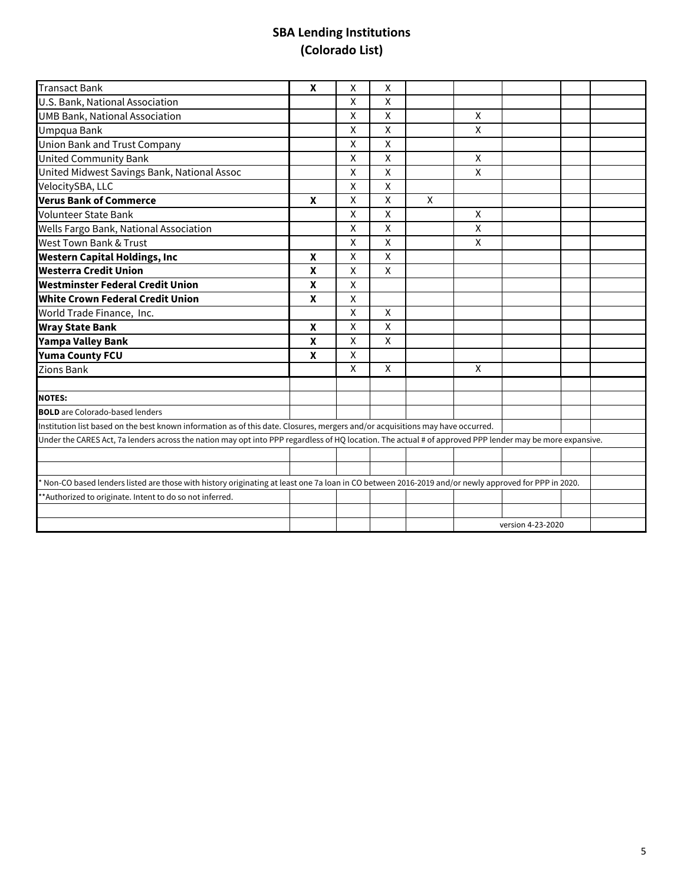# SBA Lending Institutions
## (Colorado List)

| | | | | | | | | |
|---|---|---|---|---|---|---|---|---|
| Transact Bank | **X** | X | X | | | | | |
| U.S. Bank, National Association | | X | X | | | | | |
| UMB Bank, National Association | | X | X | | X | | | |
| Umpqua Bank | | X | X | | X | | | |
| Union Bank and Trust Company | | X | X | | | | | |
| United Community Bank | | X | X | | X | | | |
| United Midwest Savings Bank, National Assoc | | X | X | | X | | | |
| VelocitySBA, LLC | | X | X | | | | | |
| **Verus Bank of Commerce** | **X** | X | X | X | | | | |
| Volunteer State Bank | | X | X | | X | | | |
| Wells Fargo Bank, National Association | | X | X | | X | | | |
| West Town Bank & Trust | | X | X | | X | | | |
| **Western Capital Holdings, Inc** | **X** | X | X | | | | | |
| **Westerra Credit Union** | **X** | X | X | | | | | |
| **Westminster Federal Credit Union** | **X** | X | | | | | | |
| **White Crown Federal Credit Union** | **X** | X | | | | | | |
| World Trade Finance, Inc. | | X | X | | | | | |
| **Wray State Bank** | **X** | X | X | | | | | |
| **Yampa Valley Bank** | **X** | X | X | | | | | |
| **Yuma County FCU** | **X** | X | | | | | | |
| Zions Bank | | X | X | | X | | | |

**NOTES:**

**BOLD** are Colorado-based lenders

Institution list based on the best known information as of this date. Closures, mergers and/or acquisitions may have occurred.

Under the CARES Act, 7a lenders across the nation may opt into PPP regardless of HQ location. The actual # of approved PPP lender may be more expansive.

* Non-CO based lenders listed are those with history originating at least one 7a loan in CO between 2016-2019 and/or newly approved for PPP in 2020.

**Authorized to originate. Intent to do so not inferred.

version 4-23-2020